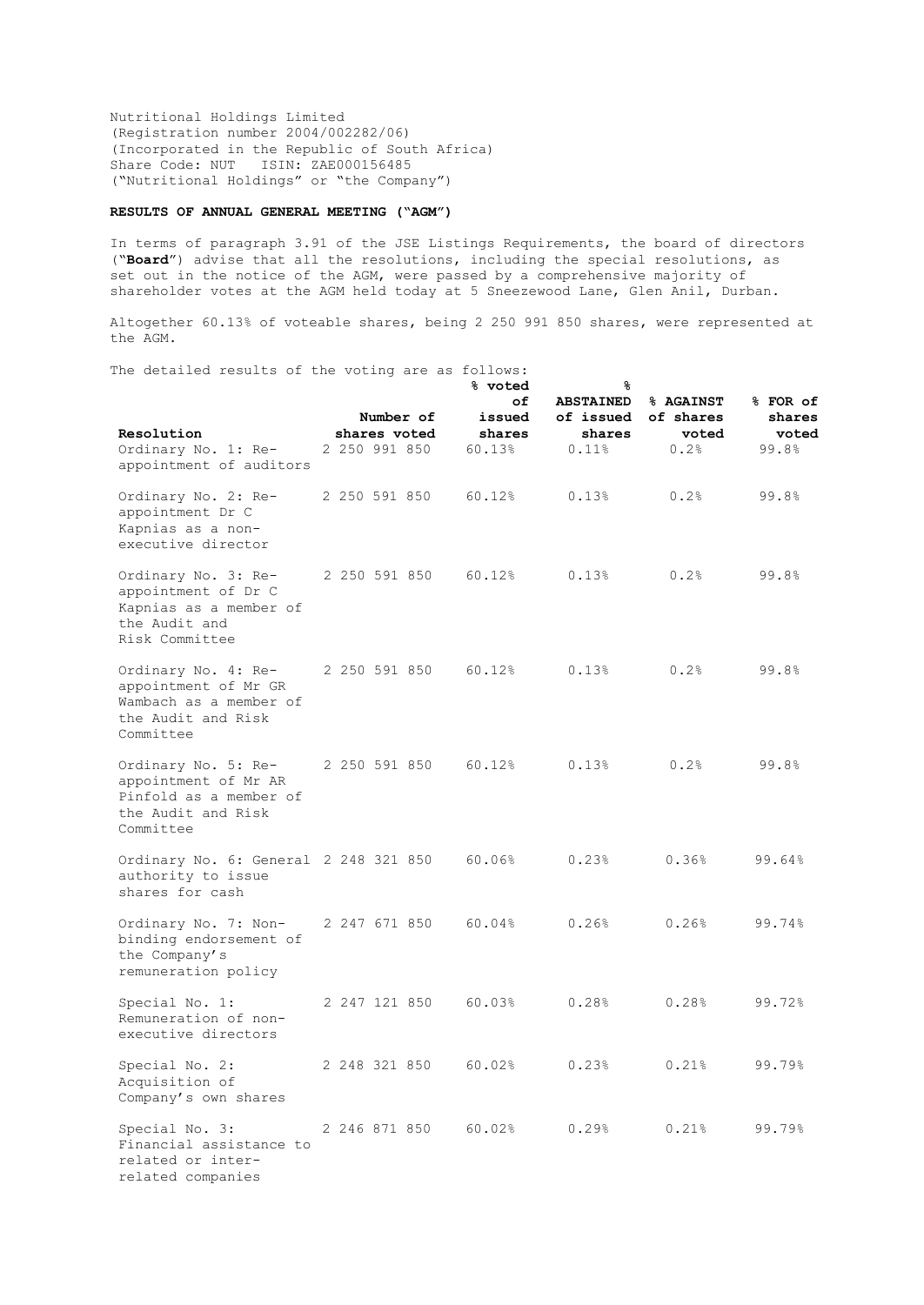Nutritional Holdings Limited
(Registration number 2004/002282/06)
(Incorporated in the Republic of South Africa)
Share Code: NUT ISIN: ZAE000156485
("Nutritional Holdings" or "the Company")

**RESULTS OF ANNUAL GENERAL MEETING ("AGM")**

In terms of paragraph 3.91 of the JSE Listings Requirements, the board of directors ("**Board**") advise that all the resolutions, including the special resolutions, as set out in the notice of the AGM, were passed by a comprehensive majority of shareholder votes at the AGM held today at 5 Sneezewood Lane, Glen Anil, Durban.

Altogether 60.13% of voteable shares, being 2 250 991 850 shares, were represented at the AGM.

The detailed results of the voting are as follows:

| Resolution | Number of shares voted | % voted of issued shares | % ABSTAINED of issued shares | % AGAINST of shares voted | % FOR of shares voted |
|---|---|---|---|---|---|
| Ordinary No. 1: Re-appointment of auditors | 2 250 991 850 | 60.13% | 0.11% | 0.2% | 99.8% |
| Ordinary No. 2: Re-appointment Dr C Kapnias as a non-executive director | 2 250 591 850 | 60.12% | 0.13% | 0.2% | 99.8% |
| Ordinary No. 3: Re-appointment of Dr C Kapnias as a member of the Audit and Risk Committee | 2 250 591 850 | 60.12% | 0.13% | 0.2% | 99.8% |
| Ordinary No. 4: Re-appointment of Mr GR Wambach as a member of the Audit and Risk Committee | 2 250 591 850 | 60.12% | 0.13% | 0.2% | 99.8% |
| Ordinary No. 5: Re-appointment of Mr AR Pinfold as a member of the Audit and Risk Committee | 2 250 591 850 | 60.12% | 0.13% | 0.2% | 99.8% |
| Ordinary No. 6: General authority to issue shares for cash | 2 248 321 850 | 60.06% | 0.23% | 0.36% | 99.64% |
| Ordinary No. 7: Non-binding endorsement of the Company's remuneration policy | 2 247 671 850 | 60.04% | 0.26% | 0.26% | 99.74% |
| Special No. 1: Remuneration of non-executive directors | 2 247 121 850 | 60.03% | 0.28% | 0.28% | 99.72% |
| Special No. 2: Acquisition of Company's own shares | 2 248 321 850 | 60.02% | 0.23% | 0.21% | 99.79% |
| Special No. 3: Financial assistance to related or inter-related companies | 2 246 871 850 | 60.02% | 0.29% | 0.21% | 99.79% |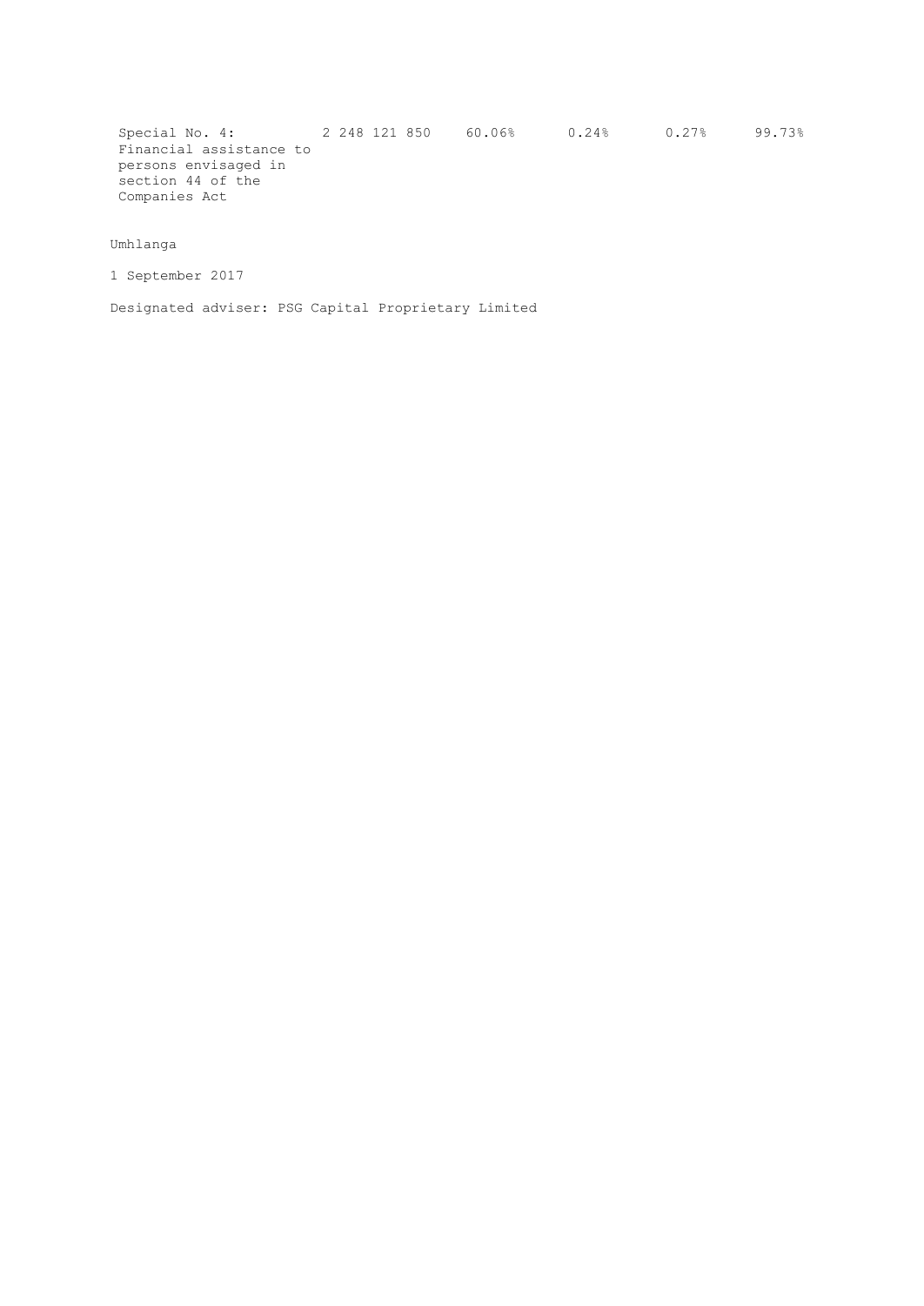| | | | | | |
|---|---|---|---|---|---|
| Special No. 4: Financial assistance to persons envisaged in section 44 of the Companies Act | 2 248 121 850 | 60.06% | 0.24% | 0.27% | 99.73% |

Umhlanga

1 September 2017

Designated adviser: PSG Capital Proprietary Limited